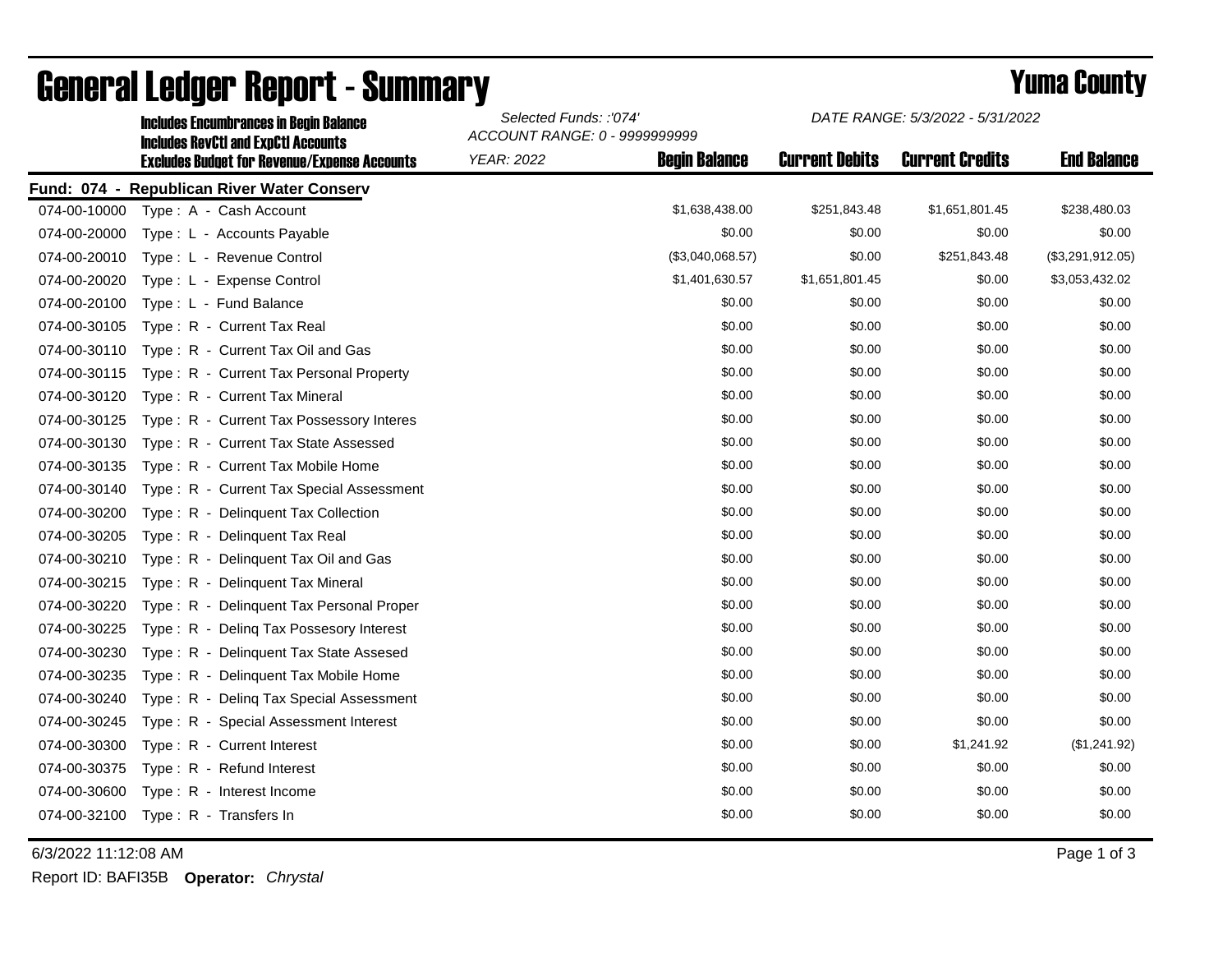# General Ledger Report - Summary

## Yuma County

**Includes Encumbrances in Begin Balance**
**Includes RevCtl and ExpCtl Accounts**
**Excludes Budget for Revenue/Expense Accounts**

*Selected Funds: :'074'*
*ACCOUNT RANGE: 0 - 9999999999*
*YEAR: 2022*

*DATE RANGE: 5/3/2022 - 5/31/2022*

**Fund: 074 - Republican River Water Conserv**

| Account | Description | Begin Balance | Current Debits | Current Credits | End Balance |
|---|---|---|---|---|---|
| 074-00-10000 | Type : A - Cash Account | $1,638,438.00 | $251,843.48 | $1,651,801.45 | $238,480.03 |
| 074-00-20000 | Type : L - Accounts Payable | $0.00 | $0.00 | $0.00 | $0.00 |
| 074-00-20010 | Type : L - Revenue Control | ($3,040,068.57) | $0.00 | $251,843.48 | ($3,291,912.05) |
| 074-00-20020 | Type : L - Expense Control | $1,401,630.57 | $1,651,801.45 | $0.00 | $3,053,432.02 |
| 074-00-20100 | Type : L - Fund Balance | $0.00 | $0.00 | $0.00 | $0.00 |
| 074-00-30105 | Type : R - Current Tax Real | $0.00 | $0.00 | $0.00 | $0.00 |
| 074-00-30110 | Type : R - Current Tax Oil and Gas | $0.00 | $0.00 | $0.00 | $0.00 |
| 074-00-30115 | Type : R - Current Tax Personal Property | $0.00 | $0.00 | $0.00 | $0.00 |
| 074-00-30120 | Type : R - Current Tax Mineral | $0.00 | $0.00 | $0.00 | $0.00 |
| 074-00-30125 | Type : R - Current Tax Possessory Interes | $0.00 | $0.00 | $0.00 | $0.00 |
| 074-00-30130 | Type : R - Current Tax State Assessed | $0.00 | $0.00 | $0.00 | $0.00 |
| 074-00-30135 | Type : R - Current Tax Mobile Home | $0.00 | $0.00 | $0.00 | $0.00 |
| 074-00-30140 | Type : R - Current Tax Special Assessment | $0.00 | $0.00 | $0.00 | $0.00 |
| 074-00-30200 | Type : R - Delinquent Tax Collection | $0.00 | $0.00 | $0.00 | $0.00 |
| 074-00-30205 | Type : R - Delinquent Tax Real | $0.00 | $0.00 | $0.00 | $0.00 |
| 074-00-30210 | Type : R - Delinquent Tax Oil and Gas | $0.00 | $0.00 | $0.00 | $0.00 |
| 074-00-30215 | Type : R - Delinquent Tax Mineral | $0.00 | $0.00 | $0.00 | $0.00 |
| 074-00-30220 | Type : R - Delinquent Tax Personal Proper | $0.00 | $0.00 | $0.00 | $0.00 |
| 074-00-30225 | Type : R - Delinq Tax Possesory Interest | $0.00 | $0.00 | $0.00 | $0.00 |
| 074-00-30230 | Type : R - Delinquent Tax State Assesed | $0.00 | $0.00 | $0.00 | $0.00 |
| 074-00-30235 | Type : R - Delinquent Tax Mobile Home | $0.00 | $0.00 | $0.00 | $0.00 |
| 074-00-30240 | Type : R - Delinq Tax Special Assessment | $0.00 | $0.00 | $0.00 | $0.00 |
| 074-00-30245 | Type : R - Special Assessment Interest | $0.00 | $0.00 | $0.00 | $0.00 |
| 074-00-30300 | Type : R - Current Interest | $0.00 | $0.00 | $1,241.92 | ($1,241.92) |
| 074-00-30375 | Type : R - Refund Interest | $0.00 | $0.00 | $0.00 | $0.00 |
| 074-00-30600 | Type : R - Interest Income | $0.00 | $0.00 | $0.00 | $0.00 |
| 074-00-32100 | Type : R - Transfers In | $0.00 | $0.00 | $0.00 | $0.00 |

6/3/2022 11:12:08 AM

Report ID: BAFI35B **Operator:** *Chrystal*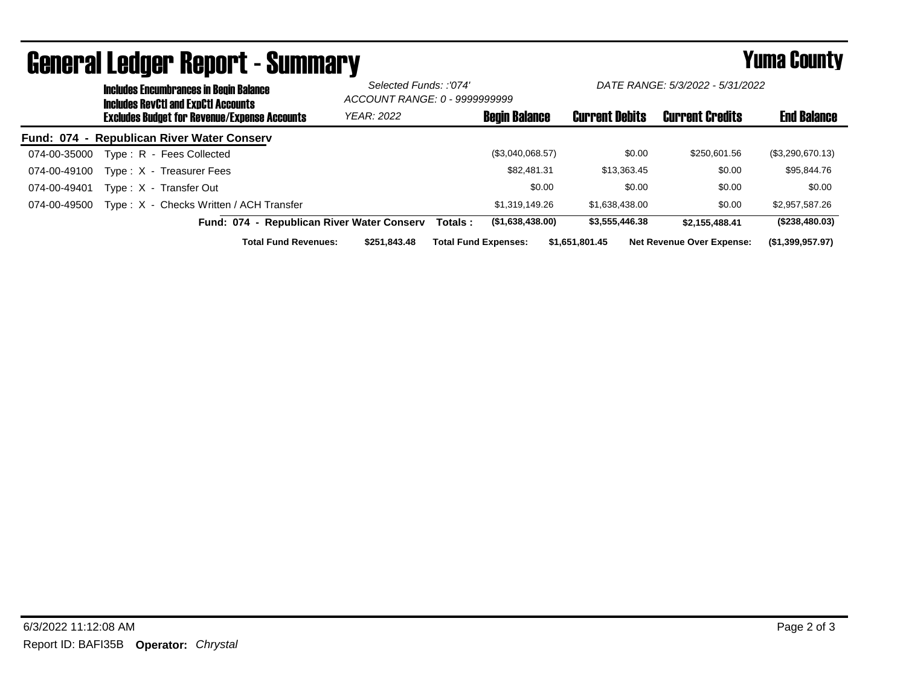# General Ledger Report - Summary

## Yuma County

**Includes Encumbrances in Begin Balance**
**Includes RevCtl and ExpCtl Accounts**
**Excludes Budget for Revenue/Expense Accounts**

*Selected Funds: :'074'*
*ACCOUNT RANGE: 0 - 9999999999*
*YEAR: 2022*

*DATE RANGE: 5/3/2022 - 5/31/2022*

| | | Begin Balance | Current Debits | Current Credits | End Balance |
|---|---|---|---|---|---|
| **Fund: 074 - Republican River Water Conserv** | | | | | |
| 074-00-35000 | Type : R - Fees Collected | ($3,040,068.57) | $0.00 | $250,601.56 | ($3,290,670.13) |
| 074-00-49100 | Type : X - Treasurer Fees | $82,481.31 | $13,363.45 | $0.00 | $95,844.76 |
| 074-00-49401 | Type : X - Transfer Out | $0.00 | $0.00 | $0.00 | $0.00 |
| 074-00-49500 | Type : X - Checks Written / ACH Transfer | $1,319,149.26 | $1,638,438.00 | $0.00 | $2,957,587.26 |
| | **Fund: 074 - Republican River Water Conserv Totals :** | **($1,638,438.00)** | **$3,555,446.38** | **$2,155,488.41** | **($238,480.03)** |

**Total Fund Revenues:** $251,843.48 **Total Fund Expenses:** $1,651,801.45 **Net Revenue Over Expense:** ($1,399,957.97)

6/3/2022 11:12:08 AM

Report ID: BAFI35B **Operator:** *Chrystal*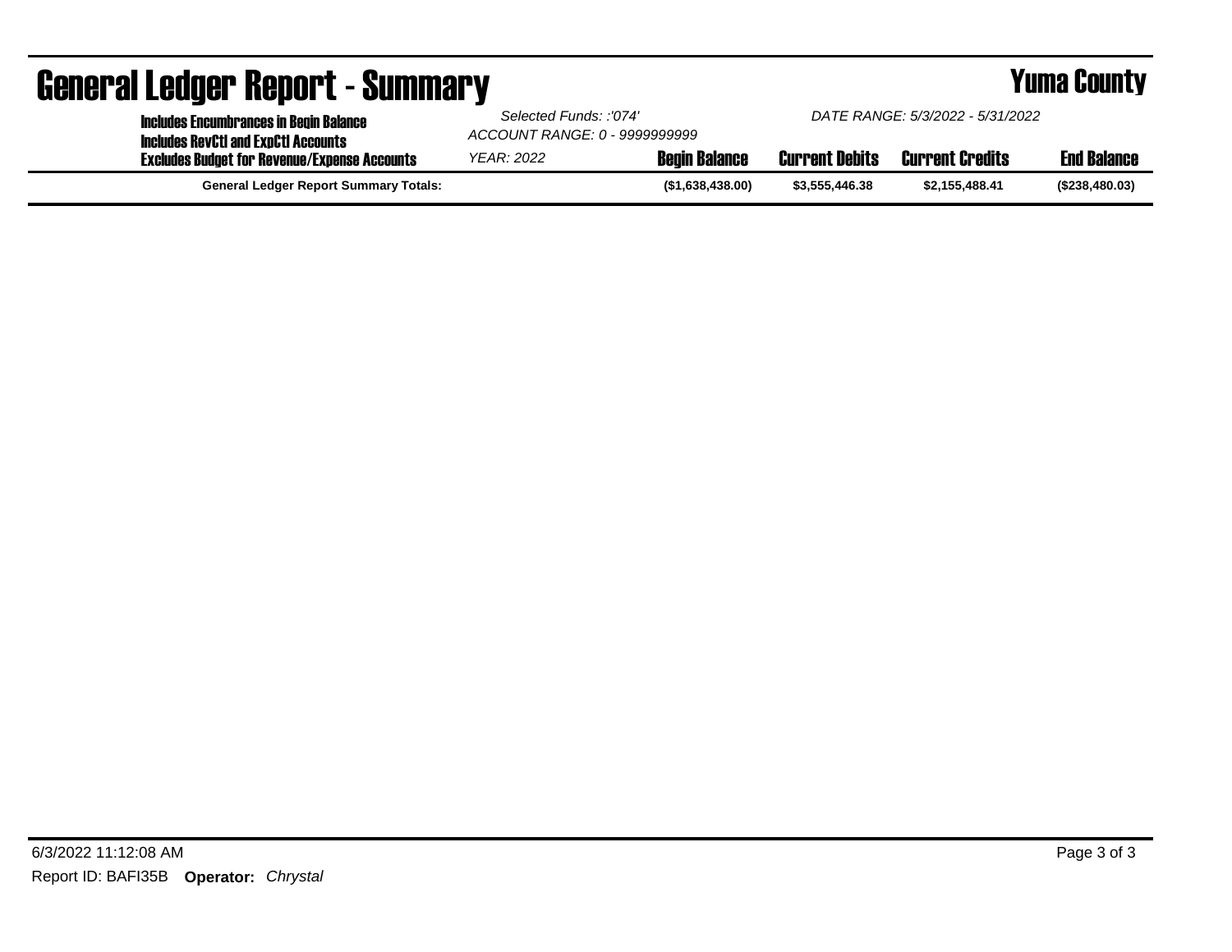# General Ledger Report - Summary

## Yuma County

Includes Encumbrances in Begin Balance
Includes RevCtl and ExpCtl Accounts
Excludes Budget for Revenue/Expense Accounts

*Selected Funds: :'074'*
*ACCOUNT RANGE: 0 - 9999999999*
*YEAR: 2022*

*DATE RANGE: 5/3/2022 - 5/31/2022*

| | Begin Balance | Current Debits | Current Credits | End Balance |
|---|---|---|---|---|
| **General Ledger Report Summary Totals:** | **($1,638,438.00)** | **$3,555,446.38** | **$2,155,488.41** | **($238,480.03)** |

6/3/2022 11:12:08 AM

Report ID: BAFI35B **Operator:** *Chrystal*